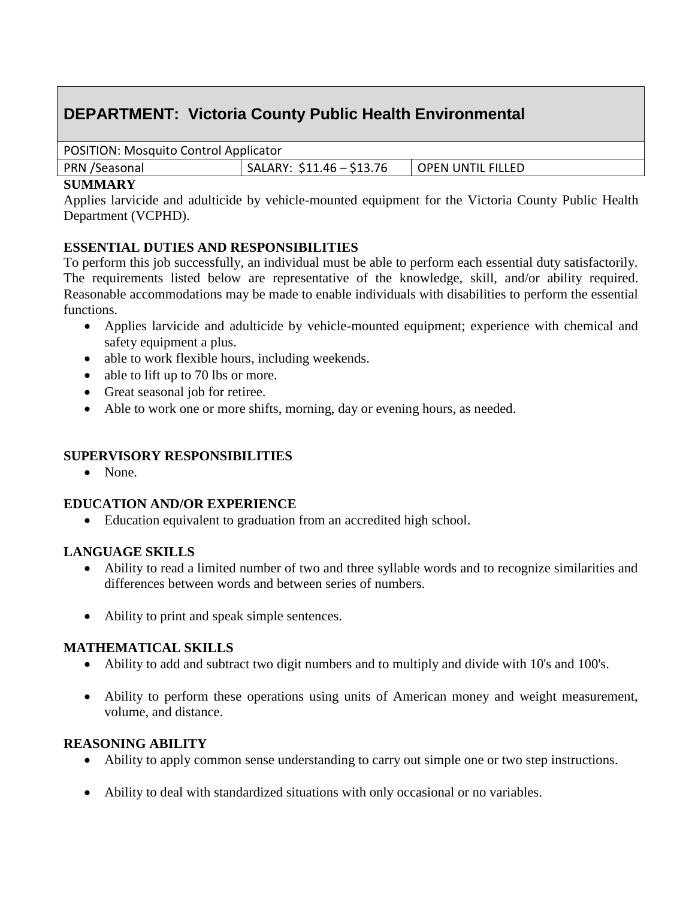# DEPARTMENT: Victoria County Public Health Environmental

| POSITION: Mosquito Control Applicator | | |
|---|---|---|
| PRN /Seasonal | SALARY: $11.46 – $13.76 | OPEN UNTIL FILLED |

**SUMMARY**

Applies larvicide and adulticide by vehicle-mounted equipment for the Victoria County Public Health Department (VCPHD).

**ESSENTIAL DUTIES AND RESPONSIBILITIES**

To perform this job successfully, an individual must be able to perform each essential duty satisfactorily. The requirements listed below are representative of the knowledge, skill, and/or ability required. Reasonable accommodations may be made to enable individuals with disabilities to perform the essential functions.

- Applies larvicide and adulticide by vehicle-mounted equipment; experience with chemical and safety equipment a plus.
- able to work flexible hours, including weekends.
- able to lift up to 70 lbs or more.
- Great seasonal job for retiree.
- Able to work one or more shifts, morning, day or evening hours, as needed.

**SUPERVISORY RESPONSIBILITIES**

- None.

**EDUCATION AND/OR EXPERIENCE**

- Education equivalent to graduation from an accredited high school.

**LANGUAGE SKILLS**

- Ability to read a limited number of two and three syllable words and to recognize similarities and differences between words and between series of numbers.
- Ability to print and speak simple sentences.

**MATHEMATICAL SKILLS**

- Ability to add and subtract two digit numbers and to multiply and divide with 10's and 100's.
- Ability to perform these operations using units of American money and weight measurement, volume, and distance.

**REASONING ABILITY**

- Ability to apply common sense understanding to carry out simple one or two step instructions.
- Ability to deal with standardized situations with only occasional or no variables.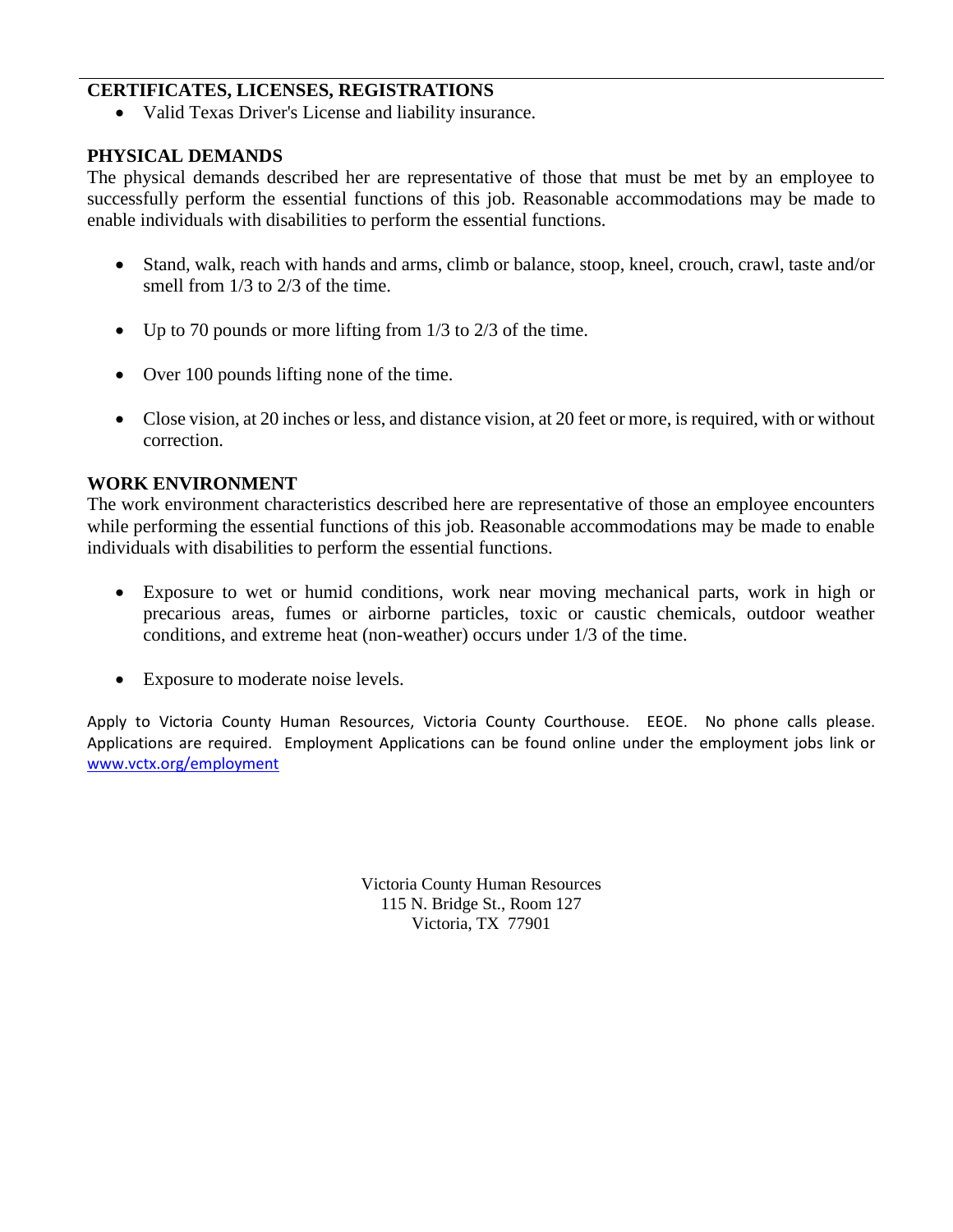## CERTIFICATES, LICENSES, REGISTRATIONS

- Valid Texas Driver's License and liability insurance.

## PHYSICAL DEMANDS

The physical demands described her are representative of those that must be met by an employee to successfully perform the essential functions of this job. Reasonable accommodations may be made to enable individuals with disabilities to perform the essential functions.

- Stand, walk, reach with hands and arms, climb or balance, stoop, kneel, crouch, crawl, taste and/or smell from 1/3 to 2/3 of the time.
- Up to 70 pounds or more lifting from 1/3 to 2/3 of the time.
- Over 100 pounds lifting none of the time.
- Close vision, at 20 inches or less, and distance vision, at 20 feet or more, is required, with or without correction.

## WORK ENVIRONMENT

The work environment characteristics described here are representative of those an employee encounters while performing the essential functions of this job. Reasonable accommodations may be made to enable individuals with disabilities to perform the essential functions.

- Exposure to wet or humid conditions, work near moving mechanical parts, work in high or precarious areas, fumes or airborne particles, toxic or caustic chemicals, outdoor weather conditions, and extreme heat (non-weather) occurs under 1/3 of the time.
- Exposure to moderate noise levels.

Apply to Victoria County Human Resources, Victoria County Courthouse. EEOE. No phone calls please. Applications are required. Employment Applications can be found online under the employment jobs link or www.vctx.org/employment

Victoria County Human Resources
115 N. Bridge St., Room 127
Victoria, TX 77901